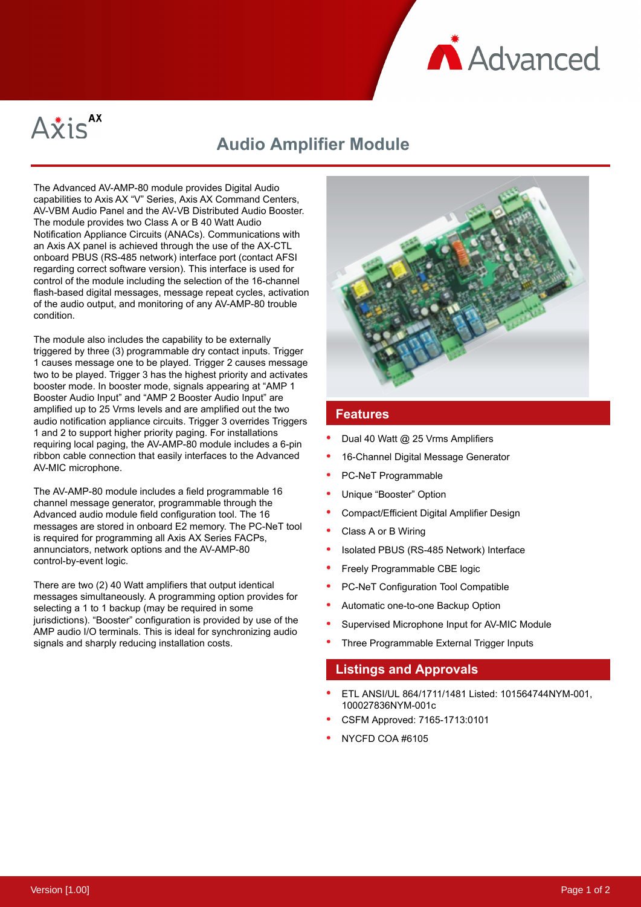Axis AX

# Audio Amplifier Module

The Advanced AV-AMP-80 module provides Digital Audio capabilities to Axis AX "V" Series, Axis AX Command Centers, AV-VBM Audio Panel and the AV-VB Distributed Audio Booster. The module provides two Class A or B 40 Watt Audio Notification Appliance Circuits (ANACs). Communications with an Axis AX panel is achieved through the use of the AX-CTL onboard PBUS (RS-485 network) interface port (contact AFSI regarding correct software version). This interface is used for control of the module including the selection of the 16-channel flash-based digital messages, message repeat cycles, activation of the audio output, and monitoring of any AV-AMP-80 trouble condition.

The module also includes the capability to be externally triggered by three (3) programmable dry contact inputs. Trigger 1 causes message one to be played. Trigger 2 causes message two to be played. Trigger 3 has the highest priority and activates booster mode. In booster mode, signals appearing at "AMP 1 Booster Audio Input" and "AMP 2 Booster Audio Input" are amplified up to 25 Vrms levels and are amplified out the two audio notification appliance circuits. Trigger 3 overrides Triggers 1 and 2 to support higher priority paging. For installations requiring local paging, the AV-AMP-80 module includes a 6-pin ribbon cable connection that easily interfaces to the Advanced AV-MIC microphone.

The AV-AMP-80 module includes a field programmable 16 channel message generator, programmable through the Advanced audio module field configuration tool. The 16 messages are stored in onboard E2 memory. The PC-NeT tool is required for programming all Axis AX Series FACPs, annunciators, network options and the AV-AMP-80 control-by-event logic.

There are two (2) 40 Watt amplifiers that output identical messages simultaneously. A programming option provides for selecting a 1 to 1 backup (may be required in some jurisdictions). "Booster" configuration is provided by use of the AMP audio I/O terminals. This is ideal for synchronizing audio signals and sharply reducing installation costs.

## Features

- Dual 40 Watt @ 25 Vrms Amplifiers
- 16-Channel Digital Message Generator
- PC-NeT Programmable
- Unique "Booster" Option
- Compact/Efficient Digital Amplifier Design
- Class A or B Wiring
- Isolated PBUS (RS-485 Network) Interface
- Freely Programmable CBE logic
- PC-NeT Configuration Tool Compatible
- Automatic one-to-one Backup Option
- Supervised Microphone Input for AV-MIC Module
- Three Programmable External Trigger Inputs

## Listings and Approvals

- ETL ANSI/UL 864/1711/1481 Listed: 101564744NYM-001, 100027836NYM-001c
- CSFM Approved: 7165-1713:0101
- NYCFD COA #6105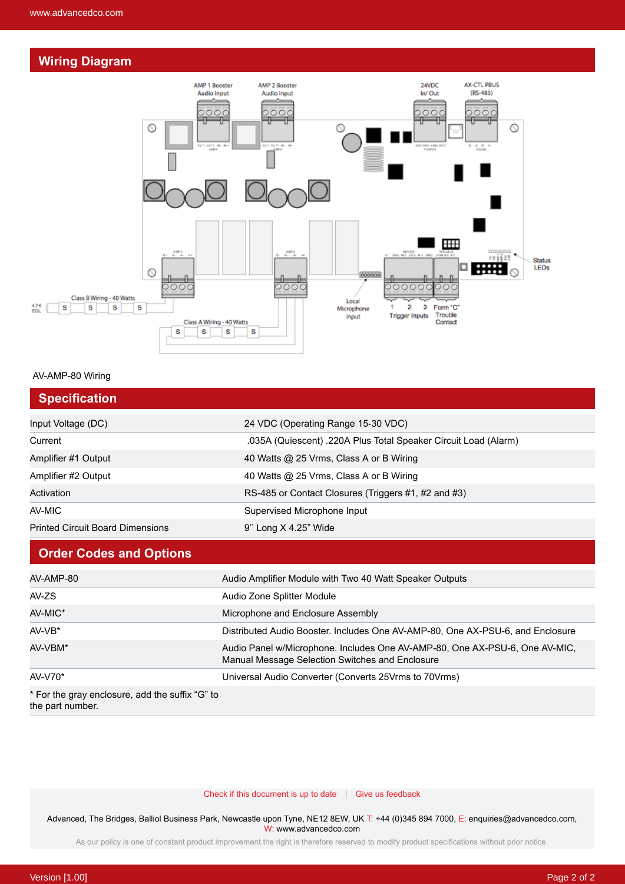## Wiring Diagram

AMP 1 Booster Audio Input

AMP 2 Booster Audio Input

24VDC In/ Out

AX-CTL PBUS (RS-485)

Status LEDs

Class B Wiring - 40 Watts

4.7K EOL

Class A Wiring - 40 Watts

Local Microphone Input

1 2 3 Trigger Inputs

Form "C" Trouble Contact

AV-AMP-80 Wiring

## Specification

| | |
|---|---|
| Input Voltage (DC) | 24 VDC (Operating Range 15-30 VDC) |
| Current | .035A (Quiescent) .220A Plus Total Speaker Circuit Load (Alarm) |
| Amplifier #1 Output | 40 Watts @ 25 Vrms, Class A or B Wiring |
| Amplifier #2 Output | 40 Watts @ 25 Vrms, Class A or B Wiring |
| Activation | RS-485 or Contact Closures (Triggers #1, #2 and #3) |
| AV-MIC | Supervised Microphone Input |
| Printed Circuit Board Dimensions | 9'' Long X 4.25" Wide |

## Order Codes and Options

| | |
|---|---|
| AV-AMP-80 | Audio Amplifier Module with Two 40 Watt Speaker Outputs |
| AV-ZS | Audio Zone Splitter Module |
| AV-MIC* | Microphone and Enclosure Assembly |
| AV-VB* | Distributed Audio Booster. Includes One AV-AMP-80, One AX-PSU-6, and Enclosure |
| AV-VBM* | Audio Panel w/Microphone. Includes One AV-AMP-80, One AX-PSU-6, One AV-MIC, Manual Message Selection Switches and Enclosure |
| AV-V70* | Universal Audio Converter (Converts 25Vrms to 70Vrms) |
| * For the gray enclosure, add the suffix "G" to the part number. | |

Check if this document is up to date | Give us feedback

Advanced, The Bridges, Balliol Business Park, Newcastle upon Tyne, NE12 8EW, UK T: +44 (0)345 894 7000, E: enquiries@advancedco.com, W: www.advancedco.com

As our policy is one of constant product improvement the right is therefore reserved to modify product specifications without prior notice.

Version [1.00]